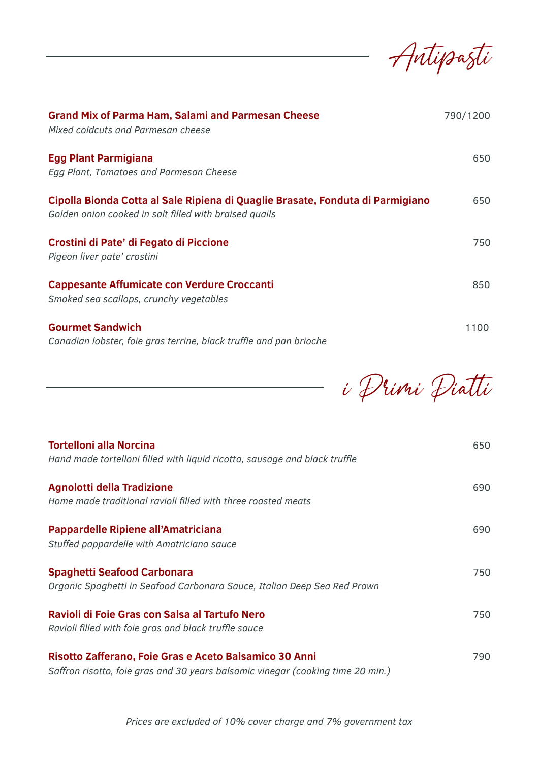## Antipasti

**Grand Mix of Parma Ham, Salami and Parmesan Cheese** — 790/1200
*Mixed coldcuts and Parmesan cheese*

**Egg Plant Parmigiana** — 650
*Egg Plant, Tomatoes and Parmesan Cheese*

**Cipolla Bionda Cotta al Sale Ripiena di Quaglie Brasate, Fonduta di Parmigiano** — 650
*Golden onion cooked in salt filled with braised quails*

**Crostini di Pate' di Fegato di Piccione** — 750
*Pigeon liver pate' crostini*

**Cappesante Affumicate con Verdure Croccanti** — 850
*Smoked sea scallops, crunchy vegetables*

**Gourmet Sandwich** — 1100
*Canadian lobster, foie gras terrine, black truffle and pan brioche*

## i Primi Piatti

**Tortelloni alla Norcina** — 650
*Hand made tortelloni filled with liquid ricotta, sausage and black truffle*

**Agnolotti della Tradizione** — 690
*Home made traditional ravioli filled with three roasted meats*

**Pappardelle Ripiene all'Amatriciana** — 690
*Stuffed pappardelle with Amatriciana sauce*

**Spaghetti Seafood Carbonara** — 750
*Organic Spaghetti in Seafood Carbonara Sauce, Italian Deep Sea Red Prawn*

**Ravioli di Foie Gras con Salsa al Tartufo Nero** — 750
*Ravioli filled with foie gras and black truffle sauce*

**Risotto Zafferano, Foie Gras e Aceto Balsamico 30 Anni** — 790
*Saffron risotto, foie gras and 30 years balsamic vinegar (cooking time 20 min.)*

*Prices are excluded of 10% cover charge and 7% government tax*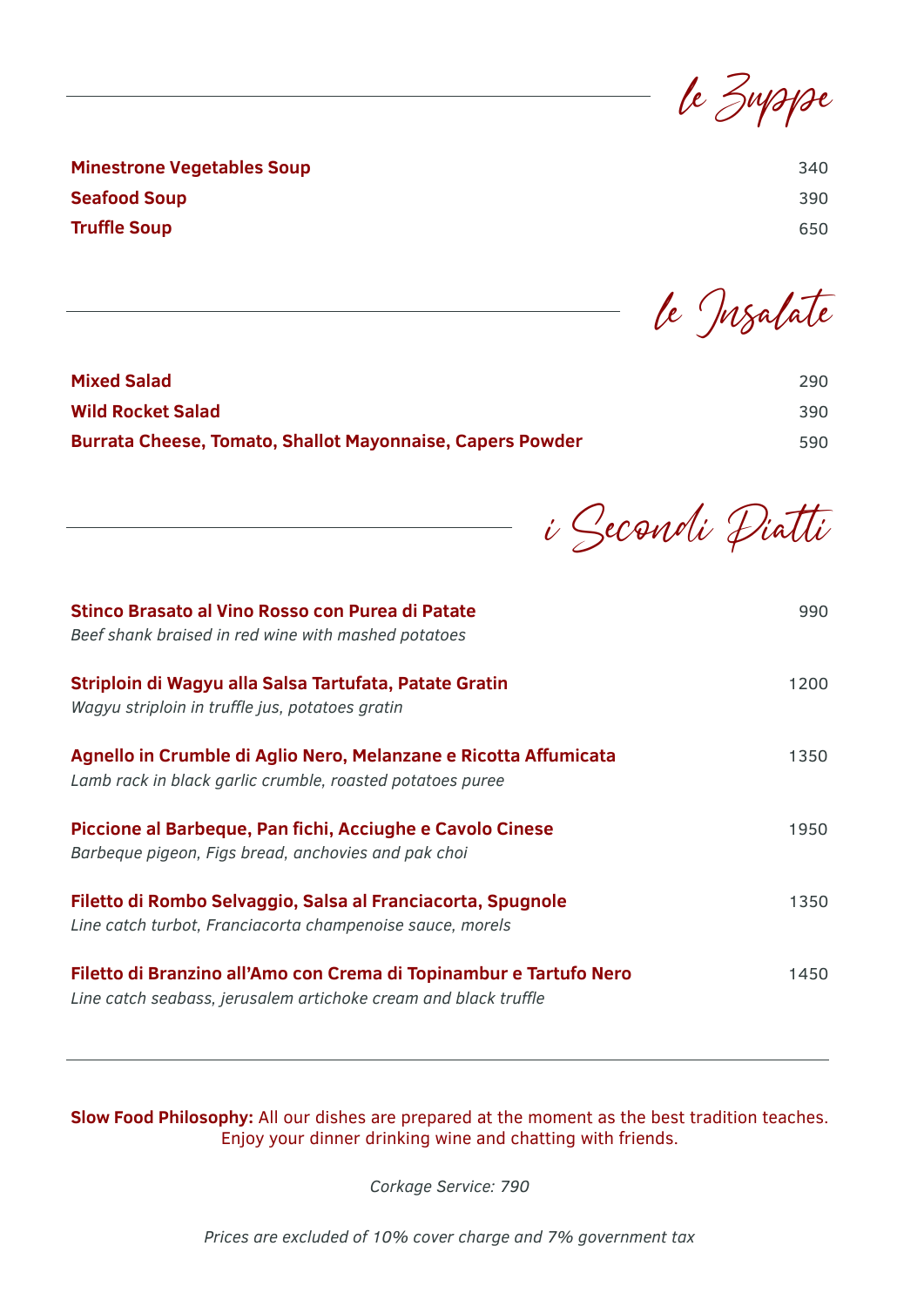## le Zuppe

| | |
|---|---|
| **Minestrone Vegetables Soup** | 340 |
| **Seafood Soup** | 390 |
| **Truffle Soup** | 650 |

## le Insalate

| | |
|---|---|
| **Mixed Salad** | 290 |
| **Wild Rocket Salad** | 390 |
| **Burrata Cheese, Tomato, Shallot Mayonnaise, Capers Powder** | 590 |

## i Secondi Piatti

**Stinco Brasato al Vino Rosso con Purea di Patate** — 990
*Beef shank braised in red wine with mashed potatoes*

**Striploin di Wagyu alla Salsa Tartufata, Patate Gratin** — 1200
*Wagyu striploin in truffle jus, potatoes gratin*

**Agnello in Crumble di Aglio Nero, Melanzane e Ricotta Affumicata** — 1350
*Lamb rack in black garlic crumble, roasted potatoes puree*

**Piccione al Barbeque, Pan fichi, Acciughe e Cavolo Cinese** — 1950
*Barbeque pigeon, Figs bread, anchovies and pak choi*

**Filetto di Rombo Selvaggio, Salsa al Franciacorta, Spugnole** — 1350
*Line catch turbot, Franciacorta champenoise sauce, morels*

**Filetto di Branzino all'Amo con Crema di Topinambur e Tartufo Nero** — 1450
*Line catch seabass, jerusalem artichoke cream and black truffle*

---

**Slow Food Philosophy:** All our dishes are prepared at the moment as the best tradition teaches. Enjoy your dinner drinking wine and chatting with friends.

*Corkage Service: 790*

*Prices are excluded of 10% cover charge and 7% government tax*